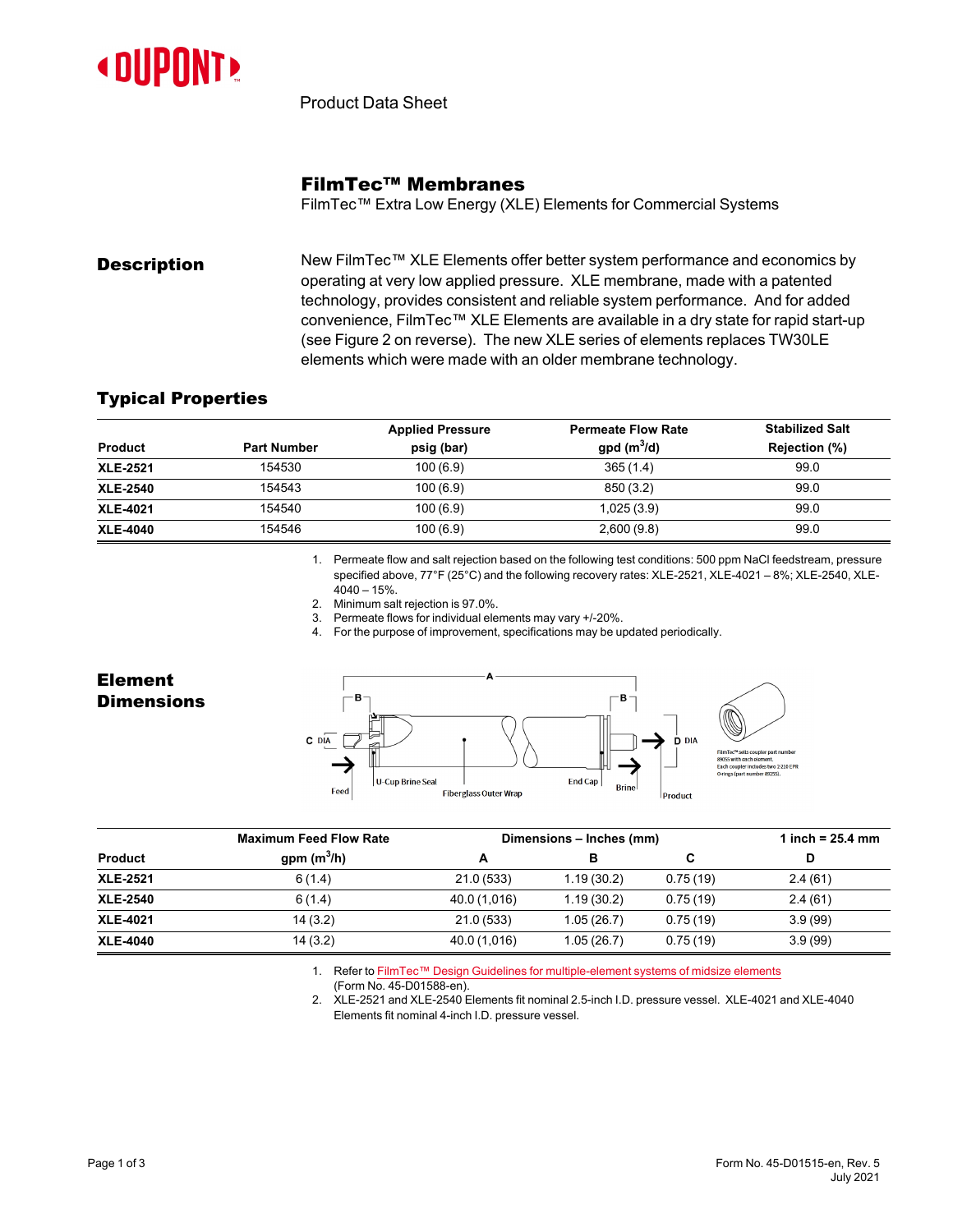DUPONT

Product Data Sheet

# FilmTec™ Membranes

FilmTec™ Extra Low Energy (XLE) Elements for Commercial Systems

## Description

New FilmTec™ XLE Elements offer better system performance and economics by operating at very low applied pressure. XLE membrane, made with a patented technology, provides consistent and reliable system performance. And for added convenience, FilmTec™ XLE Elements are available in a dry state for rapid start-up (see Figure 2 on reverse). The new XLE series of elements replaces TW30LE elements which were made with an older membrane technology.

## Typical Properties

| Product | Part Number | Applied Pressure psig (bar) | Permeate Flow Rate gpd ($m^3$/d) | Stabilized Salt Rejection (%) |
|---|---|---|---|---|
| **XLE-2521** | 154530 | 100 (6.9) | 365 (1.4) | 99.0 |
| **XLE-2540** | 154543 | 100 (6.9) | 850 (3.2) | 99.0 |
| **XLE-4021** | 154540 | 100 (6.9) | 1,025 (3.9) | 99.0 |
| **XLE-4040** | 154546 | 100 (6.9) | 2,600 (9.8) | 99.0 |

1. Permeate flow and salt rejection based on the following test conditions: 500 ppm NaCl feedstream, pressure specified above, 77°F (25°C) and the following recovery rates: XLE-2521, XLE-4021 – 8%; XLE-2540, XLE-4040 – 15%.
2. Minimum salt rejection is 97.0%.
3. Permeate flows for individual elements may vary +/-20%.
4. For the purpose of improvement, specifications may be updated periodically.

## Element Dimensions

A, B, C DIA, D DIA, Feed, U-Cup Brine Seal, Fiberglass Outer Wrap, End Cap, Brine, Product

FilmTec™ sells coupler part number 89055 with each element. Each coupler includes two 2-210 EPR O-rings (part number 89255).

| Product | Maximum Feed Flow Rate gpm ($m^3$/h) | Dimensions – Inches (mm) A | B | C | 1 inch = 25.4 mm D |
|---|---|---|---|---|---|
| **XLE-2521** | 6 (1.4) | 21.0 (533) | 1.19 (30.2) | 0.75 (19) | 2.4 (61) |
| **XLE-2540** | 6 (1.4) | 40.0 (1,016) | 1.19 (30.2) | 0.75 (19) | 2.4 (61) |
| **XLE-4021** | 14 (3.2) | 21.0 (533) | 1.05 (26.7) | 0.75 (19) | 3.9 (99) |
| **XLE-4040** | 14 (3.2) | 40.0 (1,016) | 1.05 (26.7) | 0.75 (19) | 3.9 (99) |

1. Refer to FilmTec™ Design Guidelines for multiple-element systems of midsize elements (Form No. 45-D01588-en).
2. XLE-2521 and XLE-2540 Elements fit nominal 2.5-inch I.D. pressure vessel. XLE-4021 and XLE-4040 Elements fit nominal 4-inch I.D. pressure vessel.

Form No. 45-D01515-en, Rev. 5
July 2021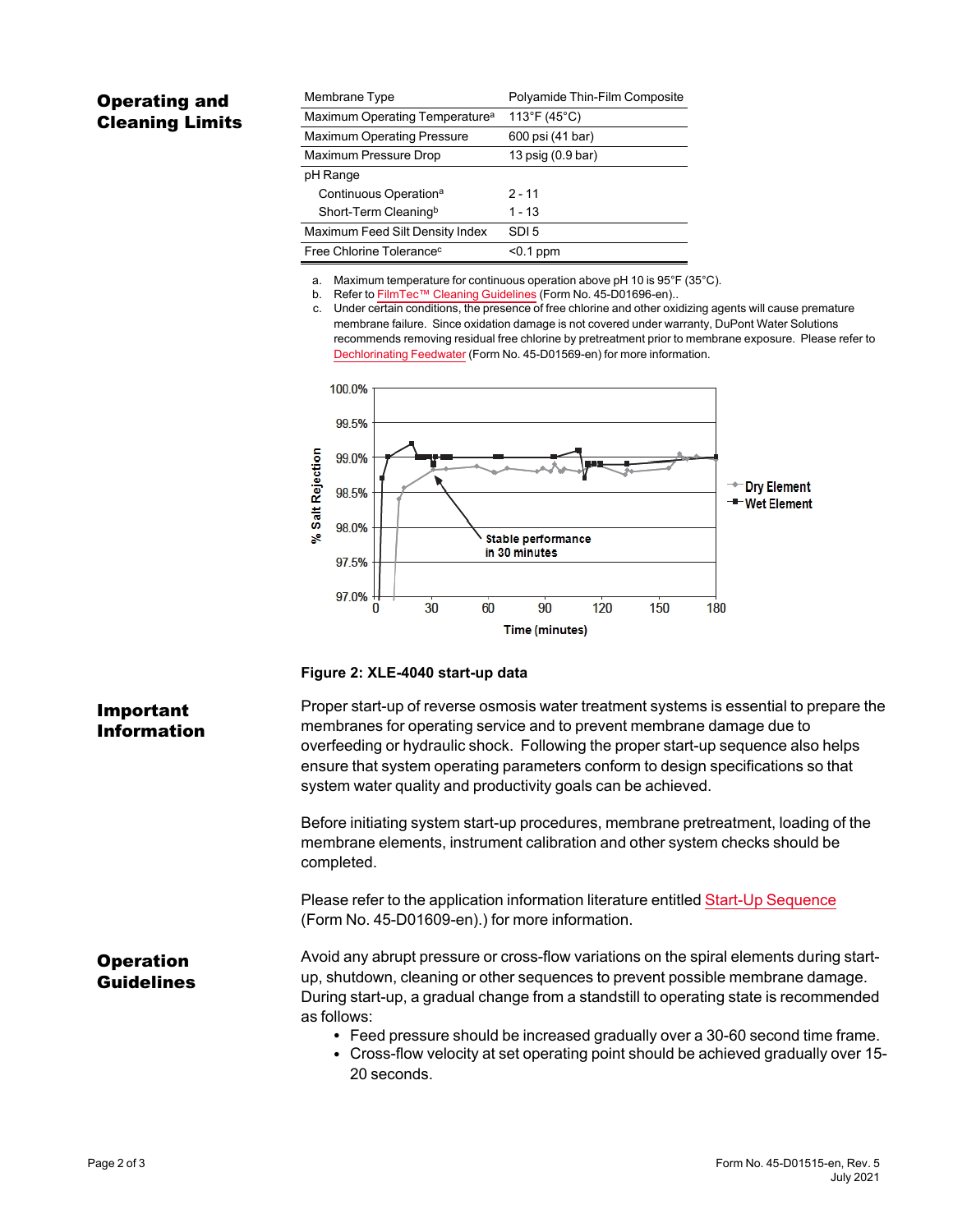## Operating and Cleaning Limits

| Membrane Type | Polyamide Thin-Film Composite |
|---|---|
| Maximum Operating Temperature[a] | 113°F (45°C) |
| Maximum Operating Pressure | 600 psi (41 bar) |
| Maximum Pressure Drop | 13 psig (0.9 bar) |
| pH Range | |
| Continuous Operation[a] | 2 - 11 |
| Short-Term Cleaning[b] | 1 - 13 |
| Maximum Feed Silt Density Index | SDI 5 |
| Free Chlorine Tolerance[c] | <0.1 ppm |

a. Maximum temperature for continuous operation above pH 10 is 95°F (35°C).
b. Refer to FilmTec™ Cleaning Guidelines (Form No. 45-D01696-en)..
c. Under certain conditions, the presence of free chlorine and other oxidizing agents will cause premature membrane failure. Since oxidation damage is not covered under warranty, DuPont Water Solutions recommends removing residual free chlorine by pretreatment prior to membrane exposure. Please refer to Dechlorinating Feedwater (Form No. 45-D01569-en) for more information.

**Figure 2: XLE-4040 start-up data**

## Important Information

Proper start-up of reverse osmosis water treatment systems is essential to prepare the membranes for operating service and to prevent membrane damage due to overfeeding or hydraulic shock. Following the proper start-up sequence also helps ensure that system operating parameters conform to design specifications so that system water quality and productivity goals can be achieved.

Before initiating system start-up procedures, membrane pretreatment, loading of the membrane elements, instrument calibration and other system checks should be completed.

Please refer to the application information literature entitled Start-Up Sequence (Form No. 45-D01609-en).) for more information.

## Operation Guidelines

Avoid any abrupt pressure or cross-flow variations on the spiral elements during start-up, shutdown, cleaning or other sequences to prevent possible membrane damage. During start-up, a gradual change from a standstill to operating state is recommended as follows:

- Feed pressure should be increased gradually over a 30-60 second time frame.
- Cross-flow velocity at set operating point should be achieved gradually over 15-20 seconds.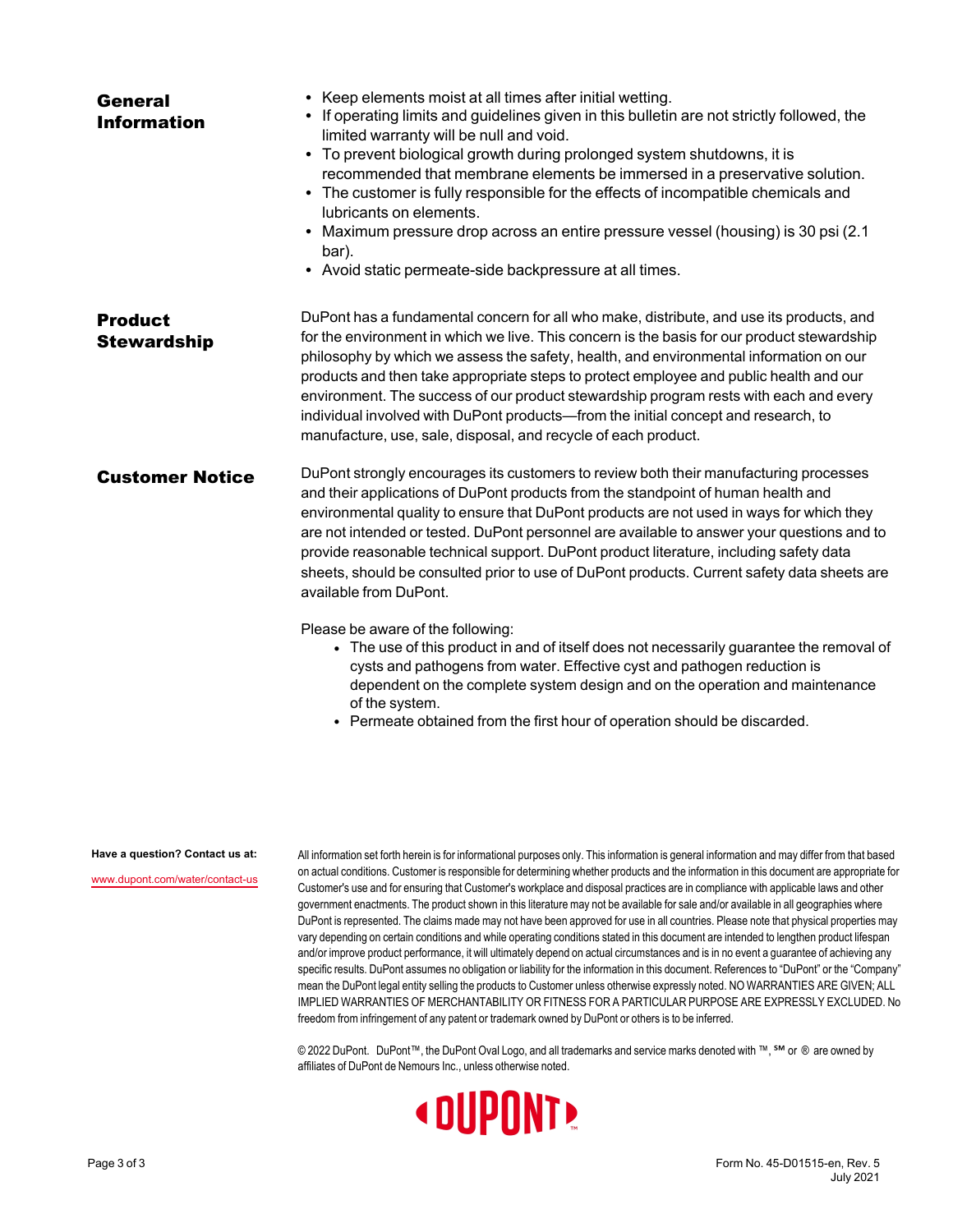## General Information

- Keep elements moist at all times after initial wetting.
- If operating limits and guidelines given in this bulletin are not strictly followed, the limited warranty will be null and void.
- To prevent biological growth during prolonged system shutdowns, it is recommended that membrane elements be immersed in a preservative solution.
- The customer is fully responsible for the effects of incompatible chemicals and lubricants on elements.
- Maximum pressure drop across an entire pressure vessel (housing) is 30 psi (2.1 bar).
- Avoid static permeate-side backpressure at all times.

## Product Stewardship

DuPont has a fundamental concern for all who make, distribute, and use its products, and for the environment in which we live. This concern is the basis for our product stewardship philosophy by which we assess the safety, health, and environmental information on our products and then take appropriate steps to protect employee and public health and our environment. The success of our product stewardship program rests with each and every individual involved with DuPont products—from the initial concept and research, to manufacture, use, sale, disposal, and recycle of each product.

## Customer Notice

DuPont strongly encourages its customers to review both their manufacturing processes and their applications of DuPont products from the standpoint of human health and environmental quality to ensure that DuPont products are not used in ways for which they are not intended or tested. DuPont personnel are available to answer your questions and to provide reasonable technical support. DuPont product literature, including safety data sheets, should be consulted prior to use of DuPont products. Current safety data sheets are available from DuPont.

Please be aware of the following:

- The use of this product in and of itself does not necessarily guarantee the removal of cysts and pathogens from water. Effective cyst and pathogen reduction is dependent on the complete system design and on the operation and maintenance of the system.
- Permeate obtained from the first hour of operation should be discarded.

**Have a question? Contact us at:**

www.dupont.com/water/contact-us

All information set forth herein is for informational purposes only. This information is general information and may differ from that based on actual conditions. Customer is responsible for determining whether products and the information in this document are appropriate for Customer's use and for ensuring that Customer's workplace and disposal practices are in compliance with applicable laws and other government enactments. The product shown in this literature may not be available for sale and/or available in all geographies where DuPont is represented. The claims made may not have been approved for use in all countries. Please note that physical properties may vary depending on certain conditions and while operating conditions stated in this document are intended to lengthen product lifespan and/or improve product performance, it will ultimately depend on actual circumstances and is in no event a guarantee of achieving any specific results. DuPont assumes no obligation or liability for the information in this document. References to "DuPont" or the "Company" mean the DuPont legal entity selling the products to Customer unless otherwise expressly noted. NO WARRANTIES ARE GIVEN; ALL IMPLIED WARRANTIES OF MERCHANTABILITY OR FITNESS FOR A PARTICULAR PURPOSE ARE EXPRESSLY EXCLUDED. No freedom from infringement of any patent or trademark owned by DuPont or others is to be inferred.

© 2022 DuPont. DuPont™, the DuPont Oval Logo, and all trademarks and service marks denoted with ™, ℠ or ® are owned by affiliates of DuPont de Nemours Inc., unless otherwise noted.

Form No. 45-D01515-en, Rev. 5
July 2021